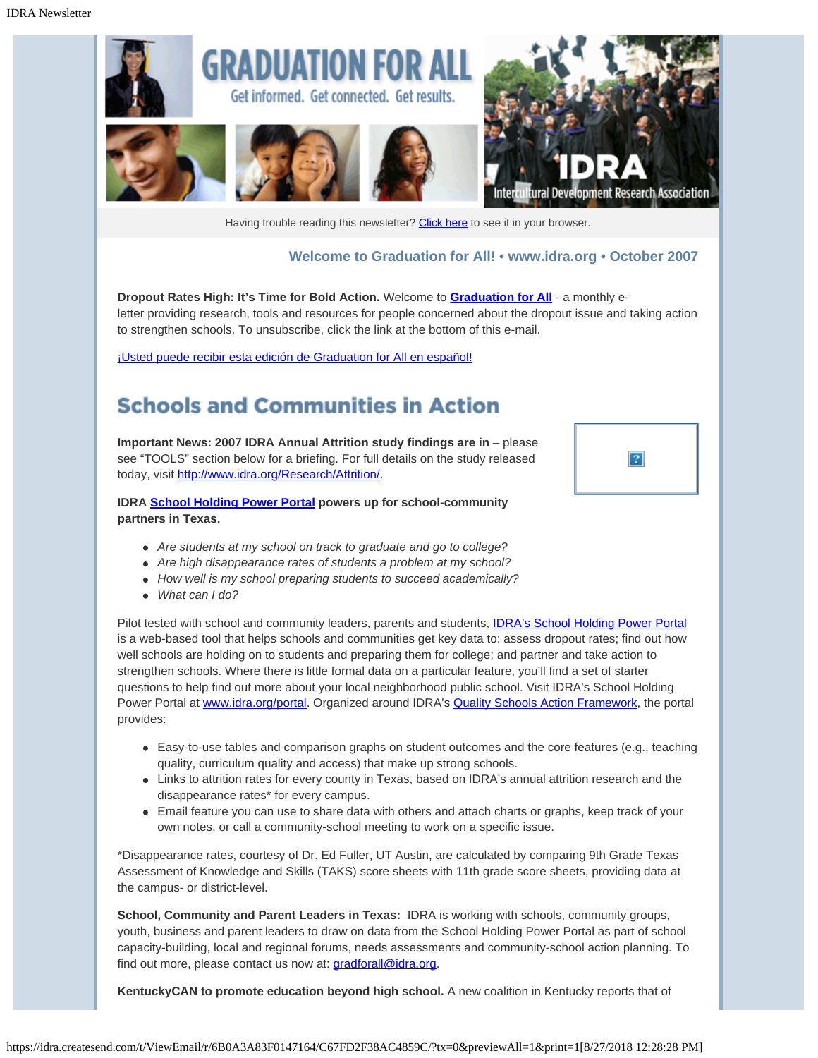Having trouble reading this newsletter? Click here to see it in your browser.

**Welcome to Graduation for All! • www.idra.org • October 2007**

**Dropout Rates High: It's Time for Bold Action.** Welcome to **Graduation for All** - a monthly e-letter providing research, tools and resources for people concerned about the dropout issue and taking action to strengthen schools. To unsubscribe, click the link at the bottom of this e-mail.

¡Usted puede recibir esta edición de Graduation for All en español!

## Schools and Communities in Action

**Important News: 2007 IDRA Annual Attrition study findings are in** – please see "TOOLS" section below for a briefing. For full details on the study released today, visit http://www.idra.org/Research/Attrition/.

**IDRA School Holding Power Portal powers up for school-community partners in Texas.**

- *Are students at my school on track to graduate and go to college?*
- *Are high disappearance rates of students a problem at my school?*
- *How well is my school preparing students to succeed academically?*
- *What can I do?*

Pilot tested with school and community leaders, parents and students, IDRA's School Holding Power Portal is a web-based tool that helps schools and communities get key data to: assess dropout rates; find out how well schools are holding on to students and preparing them for college; and partner and take action to strengthen schools. Where there is little formal data on a particular feature, you'll find a set of starter questions to help find out more about your local neighborhood public school. Visit IDRA's School Holding Power Portal at www.idra.org/portal. Organized around IDRA's Quality Schools Action Framework, the portal provides:

- Easy-to-use tables and comparison graphs on student outcomes and the core features (e.g., teaching quality, curriculum quality and access) that make up strong schools.
- Links to attrition rates for every county in Texas, based on IDRA's annual attrition research and the disappearance rates* for every campus.
- Email feature you can use to share data with others and attach charts or graphs, keep track of your own notes, or call a community-school meeting to work on a specific issue.

*Disappearance rates, courtesy of Dr. Ed Fuller, UT Austin, are calculated by comparing 9th Grade Texas Assessment of Knowledge and Skills (TAKS) score sheets with 11th grade score sheets, providing data at the campus- or district-level.

**School, Community and Parent Leaders in Texas:** IDRA is working with schools, community groups, youth, business and parent leaders to draw on data from the School Holding Power Portal as part of school capacity-building, local and regional forums, needs assessments and community-school action planning. To find out more, please contact us now at: gradforall@idra.org.

**KentuckyCAN to promote education beyond high school.** A new coalition in Kentucky reports that of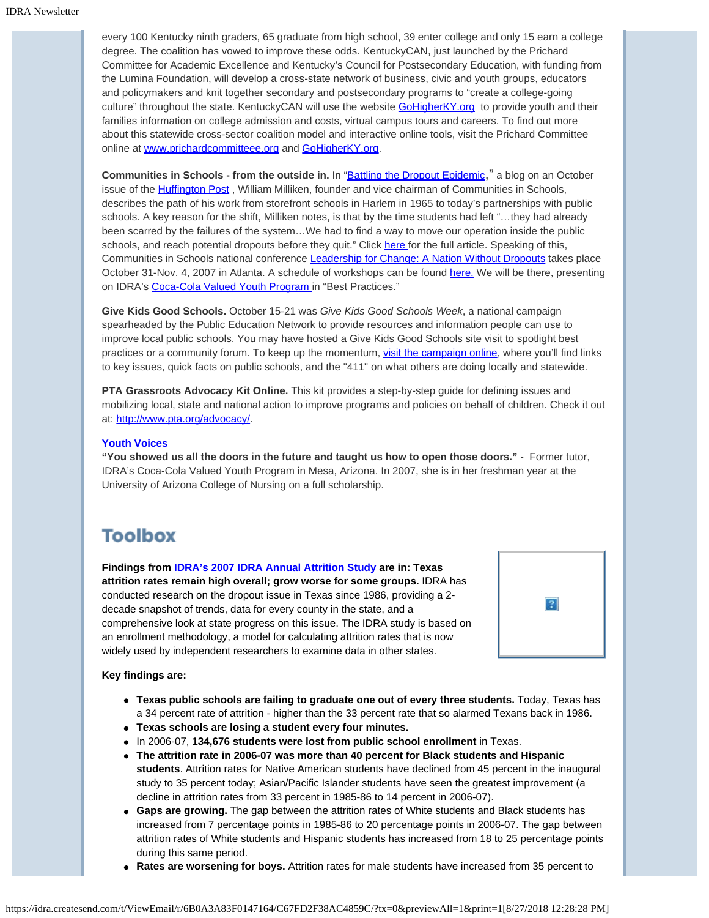every 100 Kentucky ninth graders, 65 graduate from high school, 39 enter college and only 15 earn a college degree. The coalition has vowed to improve these odds. KentuckyCAN, just launched by the Prichard Committee for Academic Excellence and Kentucky's Council for Postsecondary Education, with funding from the Lumina Foundation, will develop a cross-state network of business, civic and youth groups, educators and policymakers and knit together secondary and postsecondary programs to "create a college-going culture" throughout the state. KentuckyCAN will use the website [GoHigherKY.org](GoHigherKY.org) to provide youth and their families information on college admission and costs, virtual campus tours and careers. To find out more about this statewide cross-sector coalition model and interactive online tools, visit the Prichard Committee online at [www.prichardcommitteee.org](www.prichardcommitteee.org) and [GoHigherKY.org](GoHigherKY.org).

**Communities in Schools - from the outside in.** In "[Battling the Dropout Epidemic](),'' a blog on an October issue of the [Huffington Post]() , William Milliken, founder and vice chairman of Communities in Schools, describes the path of his work from storefront schools in Harlem in 1965 to today's partnerships with public schools. A key reason for the shift, Milliken notes, is that by the time students had left "…they had already been scarred by the failures of the system…We had to find a way to move our operation inside the public schools, and reach potential dropouts before they quit." Click [here]() for the full article. Speaking of this, Communities in Schools national conference [Leadership for Change: A Nation Without Dropouts]() takes place October 31-Nov. 4, 2007 in Atlanta. A schedule of workshops can be found [here.]() We will be there, presenting on IDRA's [Coca-Cola Valued Youth Program]() in "Best Practices."

**Give Kids Good Schools.** October 15-21 was *Give Kids Good Schools Week*, a national campaign spearheaded by the Public Education Network to provide resources and information people can use to improve local public schools. You may have hosted a Give Kids Good Schools site visit to spotlight best practices or a community forum. To keep up the momentum, [visit the campaign online](), where you'll find links to key issues, quick facts on public schools, and the "411" on what others are doing locally and statewide.

**PTA Grassroots Advocacy Kit Online.** This kit provides a step-by-step guide for defining issues and mobilizing local, state and national action to improve programs and policies on behalf of children. Check it out at: [http://www.pta.org/advocacy/](http://www.pta.org/advocacy/).

### Youth Voices

**"You showed us all the doors in the future and taught us how to open those doors."** - Former tutor, IDRA's Coca-Cola Valued Youth Program in Mesa, Arizona. In 2007, she is in her freshman year at the University of Arizona College of Nursing on a full scholarship.

## Toolbox

**Findings from [IDRA's 2007 IDRA Annual Attrition Study]() are in: Texas attrition rates remain high overall; grow worse for some groups.** IDRA has conducted research on the dropout issue in Texas since 1986, providing a 2-decade snapshot of trends, data for every county in the state, and a comprehensive look at state progress on this issue. The IDRA study is based on an enrollment methodology, a model for calculating attrition rates that is now widely used by independent researchers to examine data in other states.

**Key findings are:**

- **Texas public schools are failing to graduate one out of every three students.** Today, Texas has a 34 percent rate of attrition - higher than the 33 percent rate that so alarmed Texans back in 1986.
- **Texas schools are losing a student every four minutes.**
- In 2006-07, **134,676 students were lost from public school enrollment** in Texas.
- **The attrition rate in 2006-07 was more than 40 percent for Black students and Hispanic students**. Attrition rates for Native American students have declined from 45 percent in the inaugural study to 35 percent today; Asian/Pacific Islander students have seen the greatest improvement (a decline in attrition rates from 33 percent in 1985-86 to 14 percent in 2006-07).
- **Gaps are growing.** The gap between the attrition rates of White students and Black students has increased from 7 percentage points in 1985-86 to 20 percentage points in 2006-07. The gap between attrition rates of White students and Hispanic students has increased from 18 to 25 percentage points during this same period.
- **Rates are worsening for boys.** Attrition rates for male students have increased from 35 percent to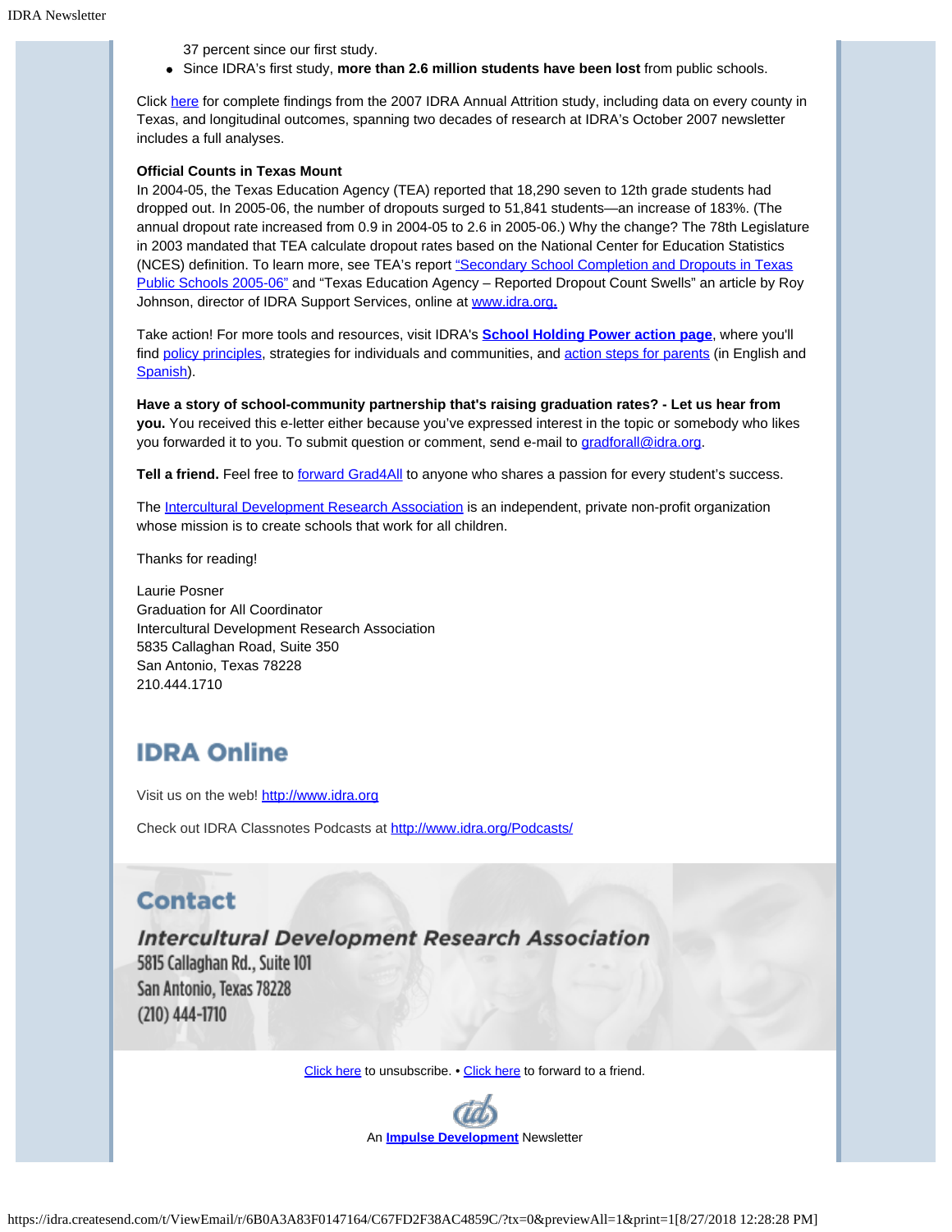37 percent since our first study.

- Since IDRA's first study, **more than 2.6 million students have been lost** from public schools.

Click here for complete findings from the 2007 IDRA Annual Attrition study, including data on every county in Texas, and longitudinal outcomes, spanning two decades of research at IDRA's October 2007 newsletter includes a full analyses.

**Official Counts in Texas Mount**

In 2004-05, the Texas Education Agency (TEA) reported that 18,290 seven to 12th grade students had dropped out. In 2005-06, the number of dropouts surged to 51,841 students—an increase of 183%. (The annual dropout rate increased from 0.9 in 2004-05 to 2.6 in 2005-06.) Why the change? The 78th Legislature in 2003 mandated that TEA calculate dropout rates based on the National Center for Education Statistics (NCES) definition. To learn more, see TEA's report "Secondary School Completion and Dropouts in Texas Public Schools 2005-06" and "Texas Education Agency – Reported Dropout Count Swells" an article by Roy Johnson, director of IDRA Support Services, online at www.idra.org.

Take action! For more tools and resources, visit IDRA's **School Holding Power action page**, where you'll find policy principles, strategies for individuals and communities, and action steps for parents (in English and Spanish).

**Have a story of school-community partnership that's raising graduation rates? - Let us hear from you.** You received this e-letter either because you've expressed interest in the topic or somebody who likes you forwarded it to you. To submit question or comment, send e-mail to gradforall@idra.org.

**Tell a friend.** Feel free to forward Grad4All to anyone who shares a passion for every student's success.

The Intercultural Development Research Association is an independent, private non-profit organization whose mission is to create schools that work for all children.

Thanks for reading!

Laurie Posner
Graduation for All Coordinator
Intercultural Development Research Association
5835 Callaghan Road, Suite 350
San Antonio, Texas 78228
210.444.1710

## IDRA Online

Visit us on the web! http://www.idra.org

Check out IDRA Classnotes Podcasts at http://www.idra.org/Podcasts/

## Contact

***Intercultural Development Research Association***
5815 Callaghan Rd., Suite 101
San Antonio, Texas 78228
(210) 444-1710

Click here to unsubscribe. • Click here to forward to a friend.

An **Impulse Development** Newsletter